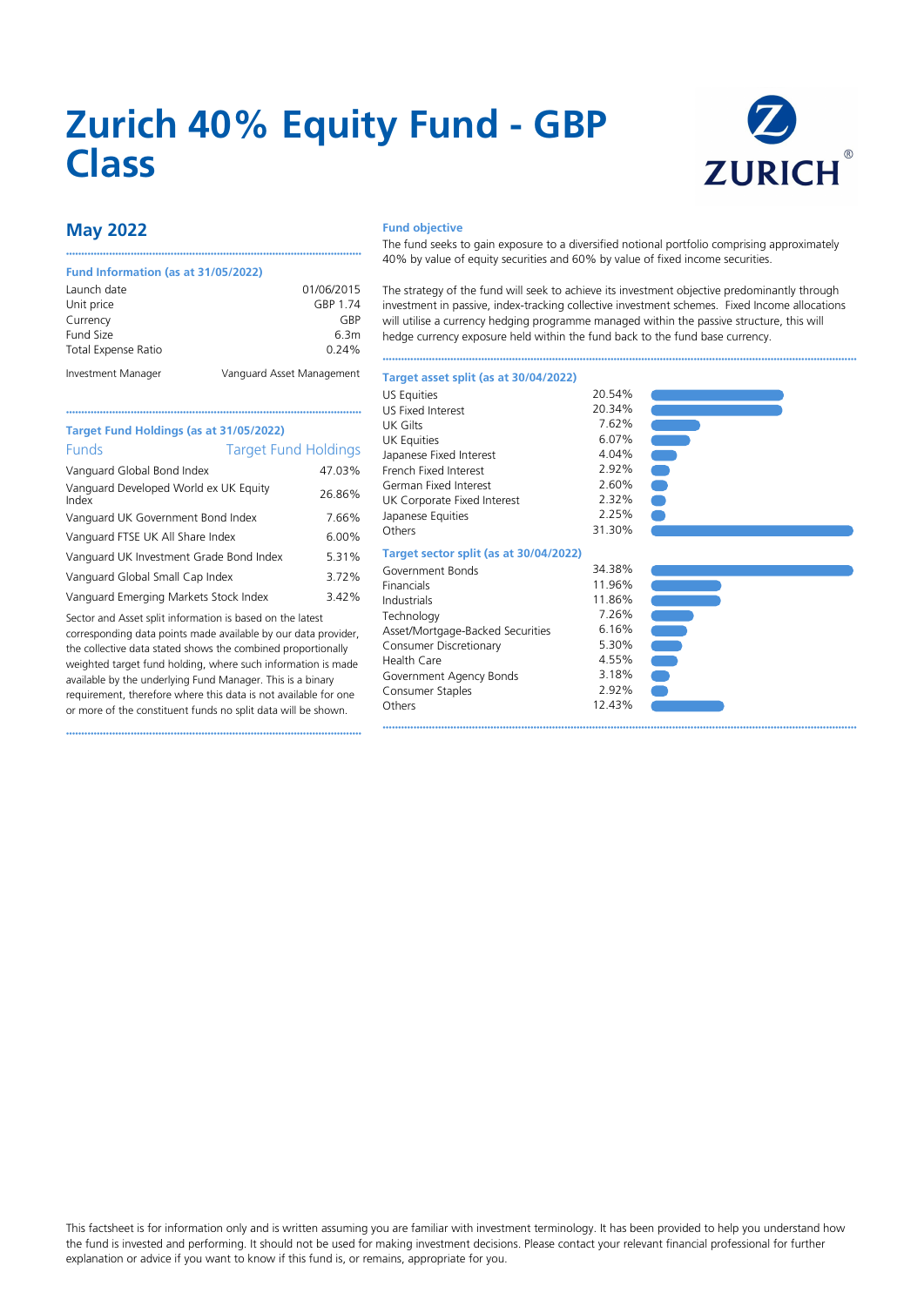# Zurich 40% Equity Fund - GBP Class

## May 2022

### Fund Information (as at 31/05/2022)

| | |
|---|---|
| Launch date | 01/06/2015 |
| Unit price | GBP 1.74 |
| Currency | GBP |
| Fund Size | 6.3m |
| Total Expense Ratio | 0.24% |
| Investment Manager | Vanguard Asset Management |

### Target Fund Holdings (as at 31/05/2022)

| Funds | Target Fund Holdings |
|---|---|
| Vanguard Global Bond Index | 47.03% |
| Vanguard Developed World ex UK Equity Index | 26.86% |
| Vanguard UK Government Bond Index | 7.66% |
| Vanguard FTSE UK All Share Index | 6.00% |
| Vanguard UK Investment Grade Bond Index | 5.31% |
| Vanguard Global Small Cap Index | 3.72% |
| Vanguard Emerging Markets Stock Index | 3.42% |

Sector and Asset split information is based on the latest corresponding data points made available by our data provider, the collective data stated shows the combined proportionally weighted target fund holding, where such information is made available by the underlying Fund Manager. This is a binary requirement, therefore where this data is not available for one or more of the constituent funds no split data will be shown.

### Fund objective

The fund seeks to gain exposure to a diversified notional portfolio comprising approximately 40% by value of equity securities and 60% by value of fixed income securities.

The strategy of the fund will seek to achieve its investment objective predominantly through investment in passive, index-tracking collective investment schemes. Fixed Income allocations will utilise a currency hedging programme managed within the passive structure, this will hedge currency exposure held within the fund back to the fund base currency.

### Target asset split (as at 30/04/2022)

| | |
|---|---|
| US Equities | 20.54% |
| US Fixed Interest | 20.34% |
| UK Gilts | 7.62% |
| UK Equities | 6.07% |
| Japanese Fixed Interest | 4.04% |
| French Fixed Interest | 2.92% |
| German Fixed Interest | 2.60% |
| UK Corporate Fixed Interest | 2.32% |
| Japanese Equities | 2.25% |
| Others | 31.30% |

### Target sector split (as at 30/04/2022)

| | |
|---|---|
| Government Bonds | 34.38% |
| Financials | 11.96% |
| Industrials | 11.86% |
| Technology | 7.26% |
| Asset/Mortgage-Backed Securities | 6.16% |
| Consumer Discretionary | 5.30% |
| Health Care | 4.55% |
| Government Agency Bonds | 3.18% |
| Consumer Staples | 2.92% |
| Others | 12.43% |

This factsheet is for information only and is written assuming you are familiar with investment terminology. It has been provided to help you understand how the fund is invested and performing. It should not be used for making investment decisions. Please contact your relevant financial professional for further explanation or advice if you want to know if this fund is, or remains, appropriate for you.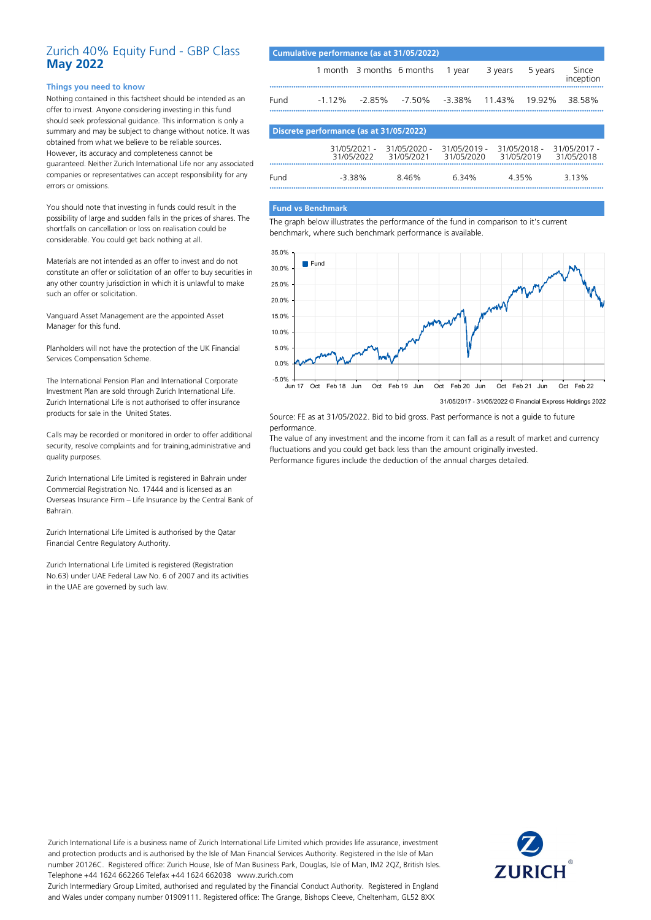# Zurich 40% Equity Fund - GBP Class
## May 2022

### Things you need to know

Nothing contained in this factsheet should be intended as an offer to invest. Anyone considering investing in this fund should seek professional guidance. This information is only a summary and may be subject to change without notice. It was obtained from what we believe to be reliable sources. However, its accuracy and completeness cannot be guaranteed. Neither Zurich International Life nor any associated companies or representatives can accept responsibility for any errors or omissions.

You should note that investing in funds could result in the possibility of large and sudden falls in the prices of shares. The shortfalls on cancellation or loss on realisation could be considerable. You could get back nothing at all.

Materials are not intended as an offer to invest and do not constitute an offer or solicitation of an offer to buy securities in any other country jurisdiction in which it is unlawful to make such an offer or solicitation.

Vanguard Asset Management are the appointed Asset Manager for this fund.

Planholders will not have the protection of the UK Financial Services Compensation Scheme.

The International Pension Plan and International Corporate Investment Plan are sold through Zurich International Life. Zurich International Life is not authorised to offer insurance products for sale in the United States.

Calls may be recorded or monitored in order to offer additional security, resolve complaints and for training,administrative and quality purposes.

Zurich International Life Limited is registered in Bahrain under Commercial Registration No. 17444 and is licensed as an Overseas Insurance Firm – Life Insurance by the Central Bank of Bahrain.

Zurich International Life Limited is authorised by the Qatar Financial Centre Regulatory Authority.

Zurich International Life Limited is registered (Registration No.63) under UAE Federal Law No. 6 of 2007 and its activities in the UAE are governed by such law.

### Cumulative performance (as at 31/05/2022)

| | 1 month | 3 months | 6 months | 1 year | 3 years | 5 years | Since inception |
|---|---|---|---|---|---|---|---|
| Fund | -1.12% | -2.85% | -7.50% | -3.38% | 11.43% | 19.92% | 38.58% |

### Discrete performance (as at 31/05/2022)

| | 31/05/2021 - 31/05/2022 | 31/05/2020 - 31/05/2021 | 31/05/2019 - 31/05/2020 | 31/05/2018 - 31/05/2019 | 31/05/2017 - 31/05/2018 |
|---|---|---|---|---|---|
| Fund | -3.38% | 8.46% | 6.34% | 4.35% | 3.13% |

### Fund vs Benchmark

The graph below illustrates the performance of the fund in comparison to it's current benchmark, where such benchmark performance is available.

Fund

35.0%
30.0%
25.0%
20.0%
15.0%
10.0%
5.0%
0.0%
-5.0%

Jun 17 Oct Feb 18 Jun Oct Feb 19 Jun Oct Feb 20 Jun Oct Feb 21 Jun Oct Feb 22

31/05/2017 - 31/05/2022 © Financial Express Holdings 2022

Source: FE as at 31/05/2022. Bid to bid gross. Past performance is not a guide to future performance.
The value of any investment and the income from it can fall as a result of market and currency fluctuations and you could get back less than the amount originally invested.
Performance figures include the deduction of the annual charges detailed.

Zurich International Life is a business name of Zurich International Life Limited which provides life assurance, investment and protection products and is authorised by the Isle of Man Financial Services Authority. Registered in the Isle of Man number 20126C. Registered office: Zurich House, Isle of Man Business Park, Douglas, Isle of Man, IM2 2QZ, British Isles. Telephone +44 1624 662266 Telefax +44 1624 662038 www.zurich.com
Zurich Intermediary Group Limited, authorised and regulated by the Financial Conduct Authority. Registered in England and Wales under company number 01909111. Registered office: The Grange, Bishops Cleeve, Cheltenham, GL52 8XX

ZURICH®